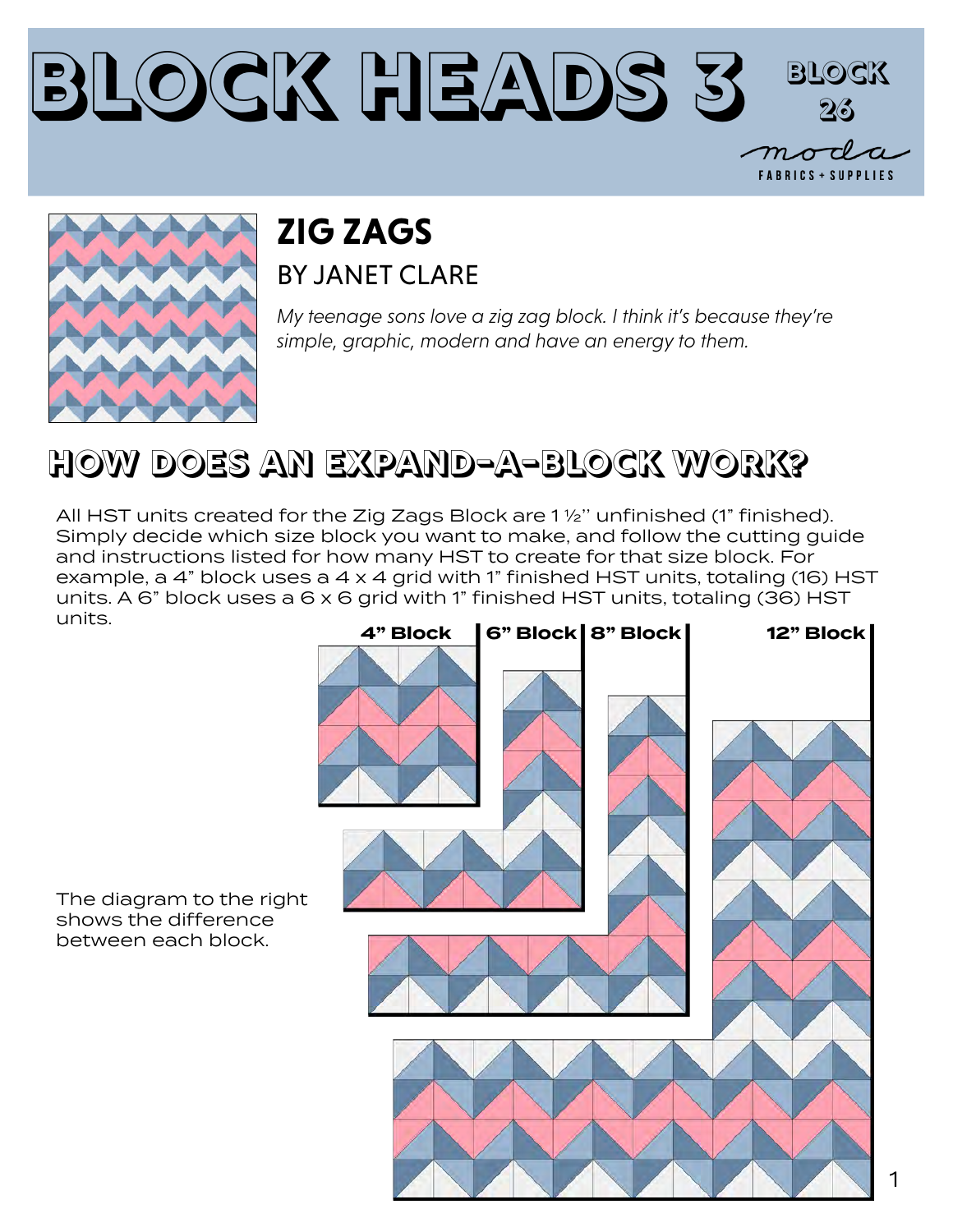# BLOCK HEADS 3

BLOCK 26

moda FABRICS + SUPPLIES

## ZIG ZAGS

### BY JANET CLARE

*My teenage sons love a zig zag block. I think it's because they're simple, graphic, modern and have an energy to them.*

## HOW DOES AN EXPAND-A-BLOCK WORK?

All HST units created for the Zig Zags Block are 1 ½'' unfinished (1" finished). Simply decide which size block you want to make, and follow the cutting guide and instructions listed for how many HST to create for that size block. For example, a 4" block uses a 4 x 4 grid with 1" finished HST units, totaling (16) HST units. A 6" block uses a 6 x 6 grid with 1" finished HST units, totaling (36) HST units.

The diagram to the right shows the difference between each block.

4" Block | 6" Block | 8" Block | 12" Block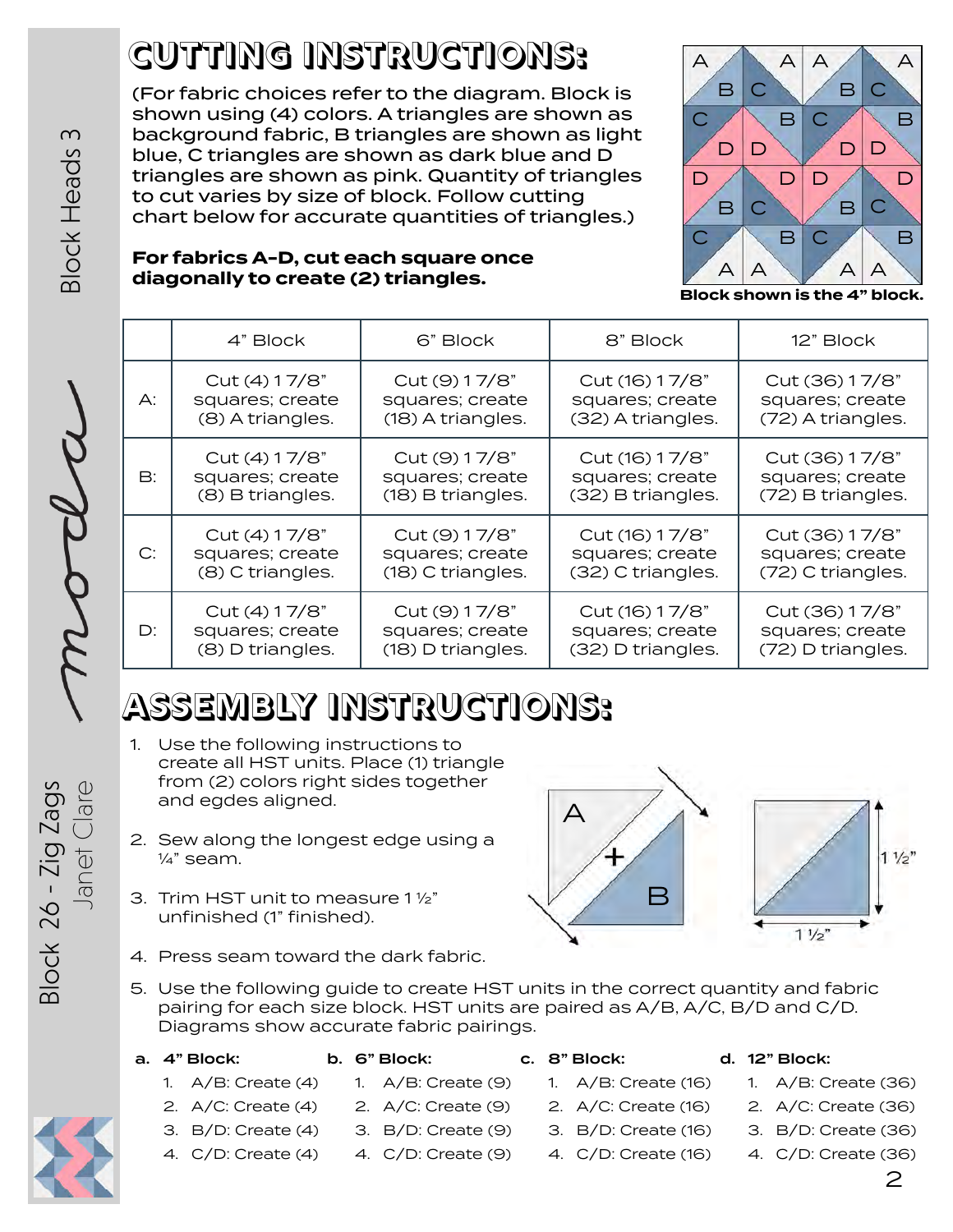# CUTTING INSTRUCTIONS:

(For fabric choices refer to the diagram. Block is shown using (4) colors. A triangles are shown as background fabric, B triangles are shown as light blue, C triangles are shown as dark blue and D triangles are shown as pink. Quantity of triangles to cut varies by size of block. Follow cutting chart below for accurate quantities of triangles.)

**For fabrics A-D, cut each square once diagonally to create (2) triangles.**

**Block shown is the 4" block.**

| | 4" Block | 6" Block | 8" Block | 12" Block |
|---|---|---|---|---|
| A: | Cut (4) 1 7/8" squares; create (8) A triangles. | Cut (9) 1 7/8" squares; create (18) A triangles. | Cut (16) 1 7/8" squares; create (32) A triangles. | Cut (36) 1 7/8" squares; create (72) A triangles. |
| B: | Cut (4) 1 7/8" squares; create (8) B triangles. | Cut (9) 1 7/8" squares; create (18) B triangles. | Cut (16) 1 7/8" squares; create (32) B triangles. | Cut (36) 1 7/8" squares; create (72) B triangles. |
| C: | Cut (4) 1 7/8" squares; create (8) C triangles. | Cut (9) 1 7/8" squares; create (18) C triangles. | Cut (16) 1 7/8" squares; create (32) C triangles. | Cut (36) 1 7/8" squares; create (72) C triangles. |
| D: | Cut (4) 1 7/8" squares; create (8) D triangles. | Cut (9) 1 7/8" squares; create (18) D triangles. | Cut (16) 1 7/8" squares; create (32) D triangles. | Cut (36) 1 7/8" squares; create (72) D triangles. |

# ASSEMBLY INSTRUCTIONS:

1. Use the following instructions to create all HST units. Place (1) triangle from (2) colors right sides together and egdes aligned.

2. Sew along the longest edge using a ¼" seam.

3. Trim HST unit to measure 1 ½" unfinished (1" finished).

4. Press seam toward the dark fabric.

5. Use the following guide to create HST units in the correct quantity and fabric pairing for each size block. HST units are paired as A/B, A/C, B/D and C/D. Diagrams show accurate fabric pairings.

**a. 4" Block:**
1. A/B: Create (4)
2. A/C: Create (4)
3. B/D: Create (4)
4. C/D: Create (4)

**b. 6" Block:**
1. A/B: Create (9)
2. A/C: Create (9)
3. B/D: Create (9)
4. C/D: Create (9)

**c. 8" Block:**
1. A/B: Create (16)
2. A/C: Create (16)
3. B/D: Create (16)
4. C/D: Create (16)

**d. 12" Block:**
1. A/B: Create (36)
2. A/C: Create (36)
3. B/D: Create (36)
4. C/D: Create (36)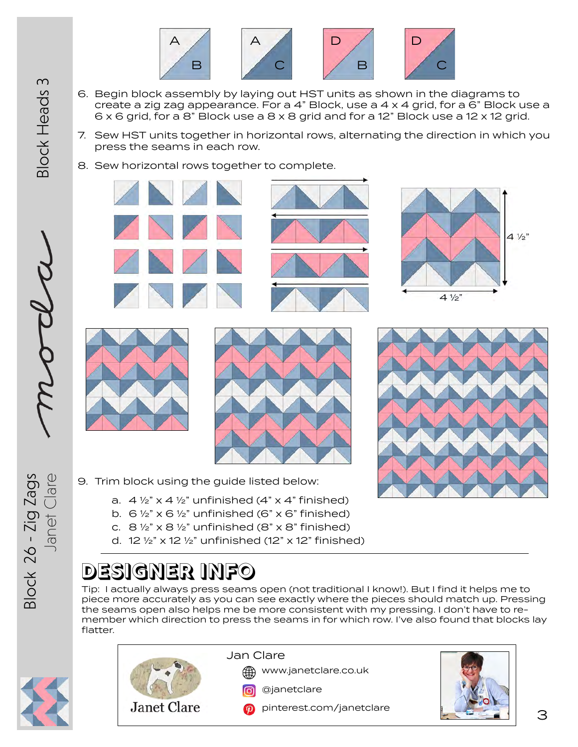A / B    A / C    D / B    D / C

6. Begin block assembly by laying out HST units as shown in the diagrams to create a zig zag appearance. For a 4" Block, use a 4 x 4 grid, for a 6" Block use a 6 x 6 grid, for a 8" Block use a 8 x 8 grid and for a 12" Block use a 12 x 12 grid.
7. Sew HST units together in horizontal rows, alternating the direction in which you press the seams in each row.
8. Sew horizontal rows together to complete.

4 ½"

4 ½"

9. Trim block using the guide listed below:

   a. 4 ½" x 4 ½" unfinished (4" x 4" finished)
   b. 6 ½" x 6 ½" unfinished (6" x 6" finished)
   c. 8 ½" x 8 ½" unfinished (8" x 8" finished)
   d. 12 ½" x 12 ½" unfinished (12" x 12" finished)

# DESIGNER INFO

Tip: I actually always press seams open (not traditional I know!). But I find it helps me to piece more accurately as you can see exactly where the pieces should match up. Pressing the seams open also helps me be more consistent with my pressing. I don't have to remember which direction to press the seams in for which row. I've also found that blocks lay flatter.

Janet Clare

Jan Clare

www.janetclare.co.uk

@janetclare

pinterest.com/janetclare